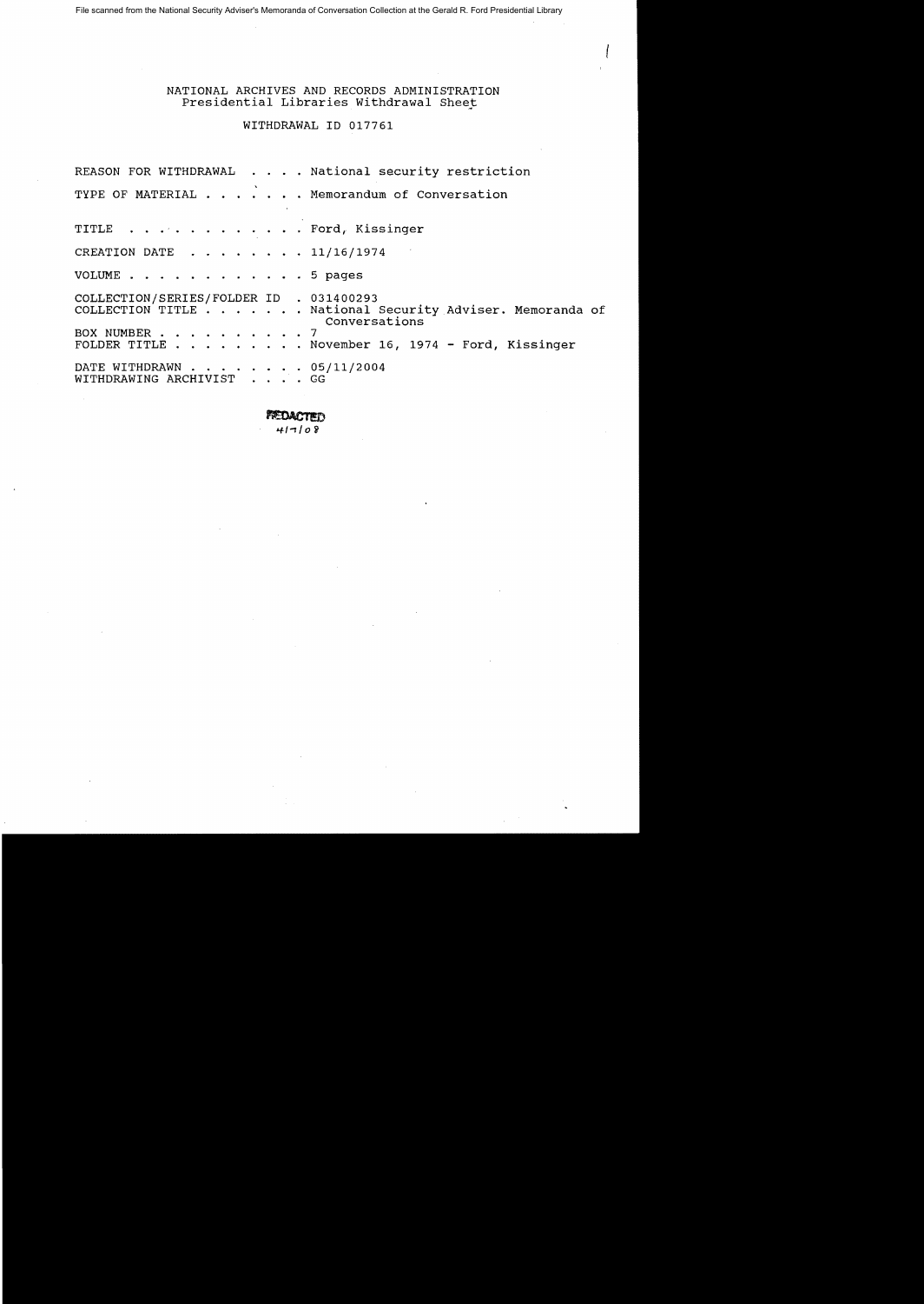File scanned from the National Security Adviser's Memoranda of Conversation Collection at the Gerald R. Ford Presidential Library

NATIONAL ARCHIVES AND RECORDS ADMINISTRATION
Presidential Libraries Withdrawal Sheet

WITHDRAWAL ID 017761

REASON FOR WITHDRAWAL . . . . National security restriction

TYPE OF MATERIAL . . . . . . . Memorandum of Conversation

TITLE . . . . . . . . . . . . Ford, Kissinger

CREATION DATE . . . . . . . . 11/16/1974

VOLUME . . . . . . . . . . . . 5 pages

COLLECTION/SERIES/FOLDER ID . 031400293
COLLECTION TITLE . . . . . . . National Security Adviser. Memoranda of Conversations
BOX NUMBER . . . . . . . . . . 7
FOLDER TITLE . . . . . . . . . November 16, 1974 - Ford, Kissinger

DATE WITHDRAWN . . . . . . . . 05/11/2004
WITHDRAWING ARCHIVIST . . . . GG

REDACTED
4/7/08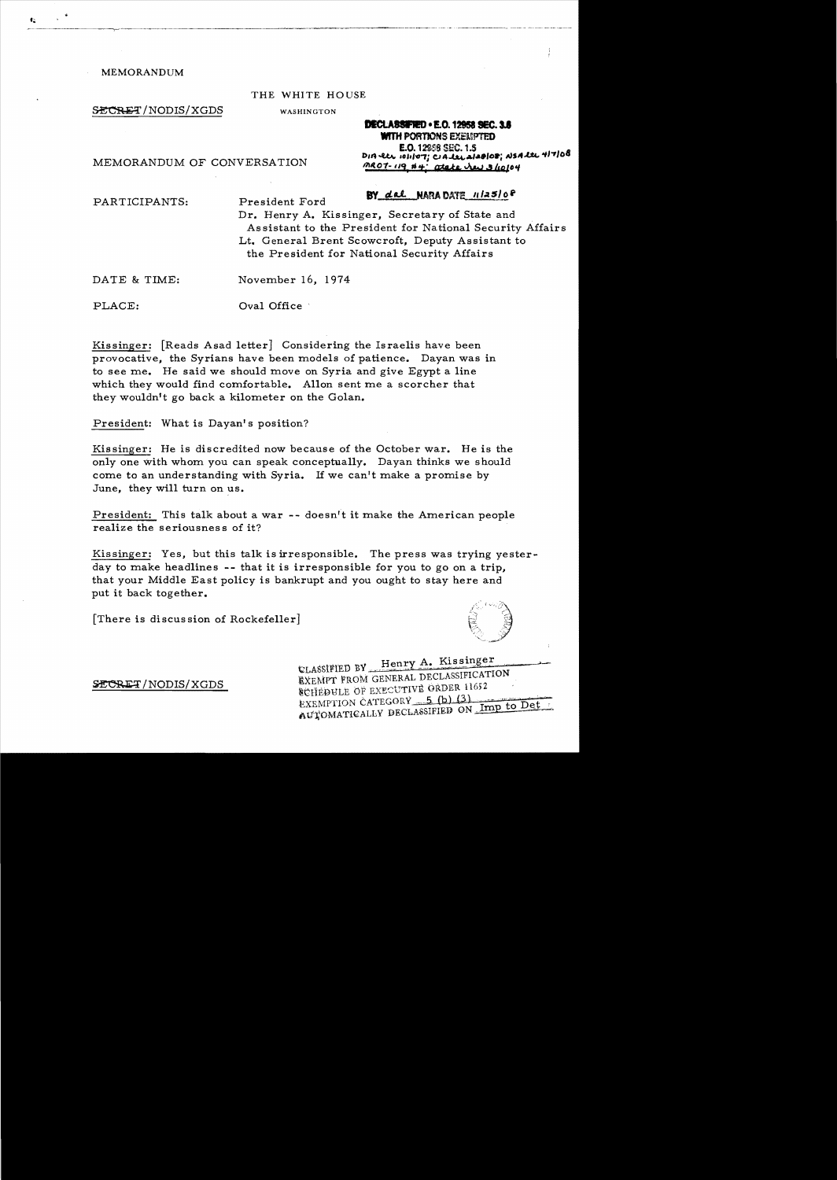MEMORANDUM

THE WHITE HOUSE

WASHINGTON

SECRET/NODIS/XGDS

DECLASSIFIED • E.O. 12958 SEC. 3.6
WITH PORTIONS EXEMPTED
E.O. 12958 SEC. 1.5
DIA ltr 10/1/07; CIA ltr 2/28/08; NSA ltr 4/7/08
MR07-119 #4; State rev 3/10/04

BY dal NARA DATE 11/25/08

MEMORANDUM OF CONVERSATION

PARTICIPANTS: President Ford
Dr. Henry A. Kissinger, Secretary of State and Assistant to the President for National Security Affairs
Lt. General Brent Scowcroft, Deputy Assistant to the President for National Security Affairs

DATE & TIME: November 16, 1974

PLACE: Oval Office

Kissinger: [Reads Asad letter] Considering the Israelis have been provocative, the Syrians have been models of patience. Dayan was in to see me. He said we should move on Syria and give Egypt a line which they would find comfortable. Allon sent me a scorcher that they wouldn't go back a kilometer on the Golan.

President: What is Dayan's position?

Kissinger: He is discredited now because of the October war. He is the only one with whom you can speak conceptually. Dayan thinks we should come to an understanding with Syria. If we can't make a promise by June, they will turn on us.

President: This talk about a war -- doesn't it make the American people realize the seriousness of it?

Kissinger: Yes, but this talk is irresponsible. The press was trying yesterday to make headlines -- that it is irresponsible for you to go on a trip, that your Middle East policy is bankrupt and you ought to stay here and put it back together.

[There is discussion of Rockefeller]

SECRET/NODIS/XGDS

CLASSIFIED BY Henry A. Kissinger
EXEMPT FROM GENERAL DECLASSIFICATION
SCHEDULE OF EXECUTIVE ORDER 11652
EXEMPTION CATEGORY 5 (b) (3)
AUTOMATICALLY DECLASSIFIED ON Imp to Det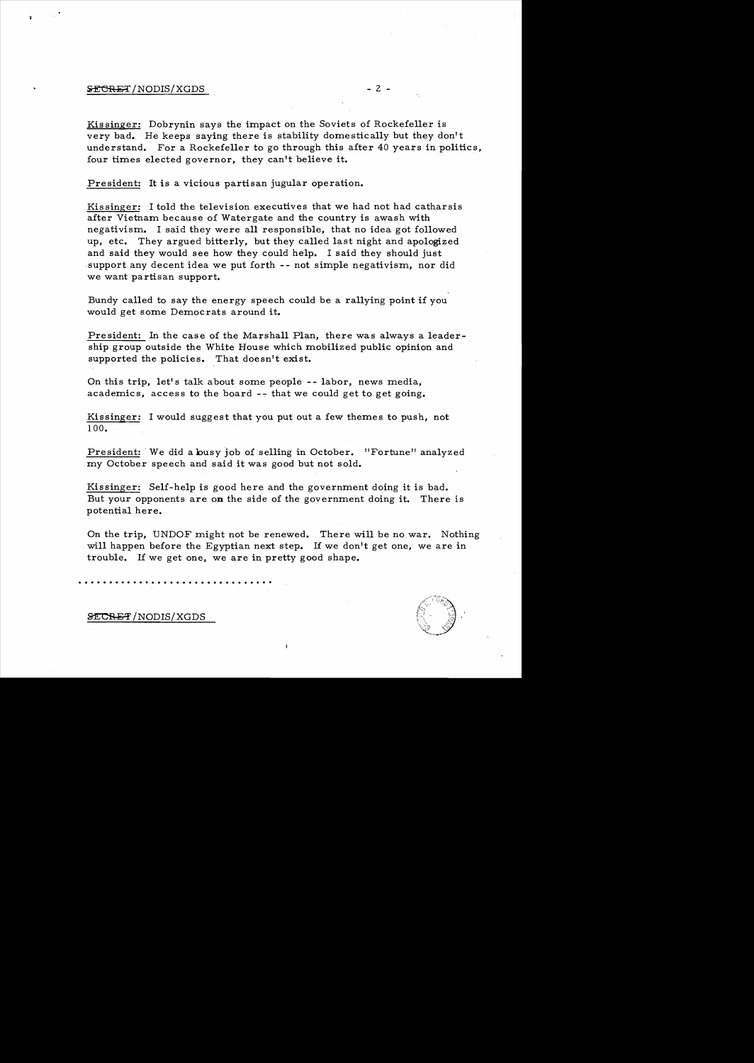Kissinger: Dobrynin says the impact on the Soviets of Rockefeller is very bad. He keeps saying there is stability domestically but they don't understand. For a Rockefeller to go through this after 40 years in politics, four times elected governor, they can't believe it.

President: It is a vicious partisan jugular operation.

Kissinger: I told the television executives that we had not had catharsis after Vietnam because of Watergate and the country is awash with negativism. I said they were all responsible, that no idea got followed up, etc. They argued bitterly, but they called last night and apologized and said they would see how they could help. I said they should just support any decent idea we put forth -- not simple negativism, nor did we want partisan support.

Bundy called to say the energy speech could be a rallying point if you would get some Democrats around it.

President: In the case of the Marshall Plan, there was always a leadership group outside the White House which mobilized public opinion and supported the policies. That doesn't exist.

On this trip, let's talk about some people -- labor, news media, academics, access to the board -- that we could get to get going.

Kissinger: I would suggest that you put out a few themes to push, not 100.

President: We did a busy job of selling in October. "Fortune" analyzed my October speech and said it was good but not sold.

Kissinger: Self-help is good here and the government doing it is bad. But your opponents are on the side of the government doing it. There is potential here.

On the trip, UNDOF might not be renewed. There will be no war. Nothing will happen before the Egyptian next step. If we don't get one, we are in trouble. If we get one, we are in pretty good shape.

..............................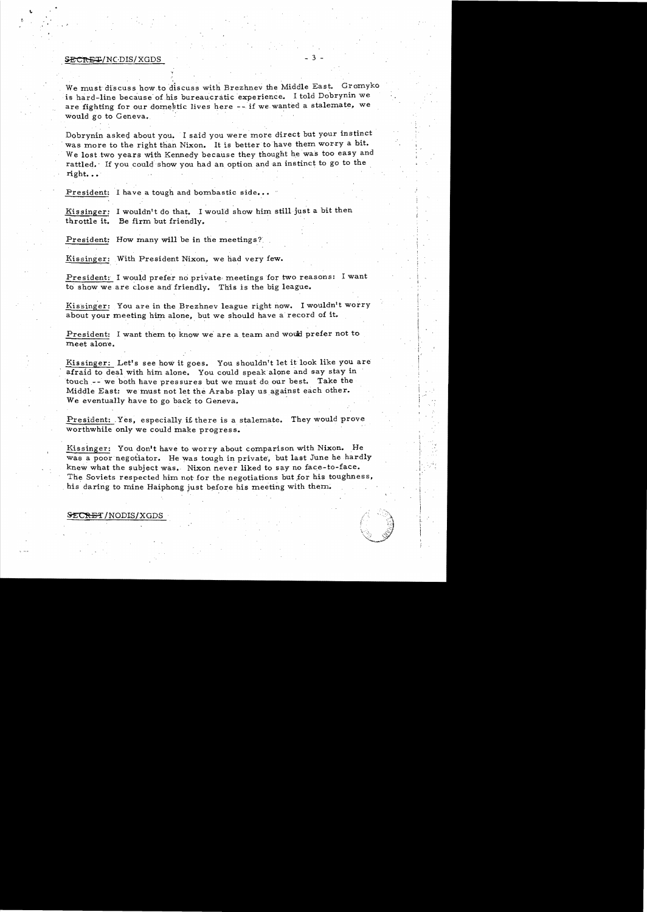We must discuss how to discuss with Brezhnev the Middle East. Gromyko is hard-line because of his bureaucratic experience. I told Dobrynin we are fighting for our domestic lives here -- if we wanted a stalemate, we would go to Geneva.

Dobrynin asked about you. I said you were more direct but your instinct was more to the right than Nixon. It is better to have them worry a bit. We lost two years with Kennedy because they thought he was too easy and rattled. If you could show you had an option and an instinct to go to the right...

President: I have a tough and bombastic side...

Kissinger: I wouldn't do that. I would show him still just a bit then throttle it. Be firm but friendly.

President: How many will be in the meetings?

Kissinger: With President Nixon, we had very few.

President: I would prefer no private meetings for two reasons: I want to show we are close and friendly. This is the big league.

Kissinger: You are in the Brezhnev league right now. I wouldn't worry about your meeting him alone, but we should have a record of it.

President: I want them to know we are a team and would prefer not to meet alone.

Kissinger: Let's see how it goes. You shouldn't let it look like you are afraid to deal with him alone. You could speak alone and say stay in touch -- we both have pressures but we must do our best. Take the Middle East: we must not let the Arabs play us against each other. We eventually have to go back to Geneva.

President: Yes, especially if there is a stalemate. They would prove worthwhile only we could make progress.

Kissinger: You don't have to worry about comparison with Nixon. He was a poor negotiator. He was tough in private, but last June he hardly knew what the subject was. Nixon never liked to say no face-to-face. The Soviets respected him not for the negotiations but for his toughness, his daring to mine Haiphong just before his meeting with them.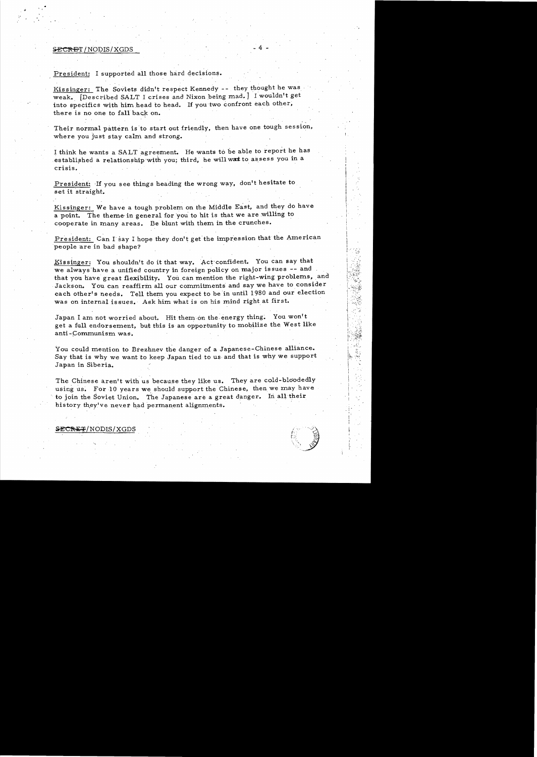President: I supported all those hard decisions.

Kissinger: The Soviets didn't respect Kennedy -- they thought he was weak. [Described SALT I crises and Nixon being mad.] I wouldn't get into specifics with him head to head. If you two confront each other, there is no one to fall back on.

Their normal pattern is to start out friendly, then have one tough session, where you just stay calm and strong.

I think he wants a SALT agreement. He wants to be able to report he has established a relationship with you; third, he will want to assess you in a crisis.

President: If you see things heading the wrong way, don't hesitate to set it straight.

Kissinger: We have a tough problem on the Middle East, and they do have a point. The theme in general for you to hit is that we are willing to cooperate in many areas. Be blunt with them in the crunches.

President: Can I say I hope they don't get the impression that the American people are in bad shape?

Kissinger: You shouldn't do it that way. Act confident. You can say that we always have a unified country in foreign policy on major issues -- and that you have great flexibility. You can mention the right-wing problems, and Jackson. You can reaffirm all our commitments and say we have to consider each other's needs. Tell them you expect to be in until 1980 and our election was on internal issues. Ask him what is on his mind right at first.

Japan I am not worried about. Hit them on the energy thing. You won't get a full endorsement, but this is an opportunity to mobilize the West like anti-Communism was.

You could mention to Brezhnev the danger of a Japanese-Chinese alliance. Say that is why we want to keep Japan tied to us and that is why we support Japan in Siberia.

The Chinese aren't with us because they like us. They are cold-bloodedly using us. For 10 years we should support the Chinese, then we may have to join the Soviet Union. The Japanese are a great danger. In all their history they've never had permanent alignments.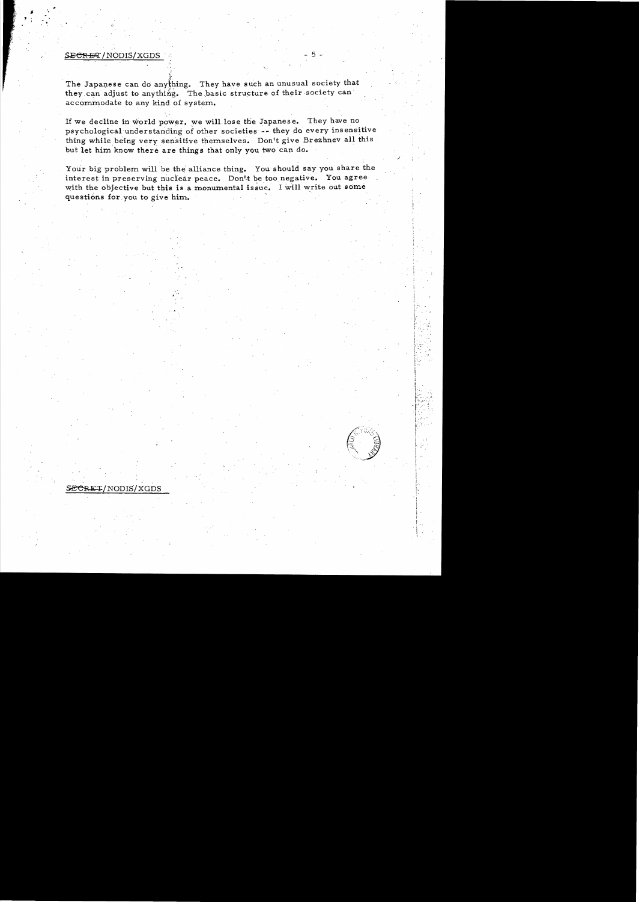The Japanese can do anything. They have such an unusual society that they can adjust to anything. The basic structure of their society can accommodate to any kind of system.

If we decline in world power, we will lose the Japanese. They have no psychological understanding of other societies -- they do every insensitive thing while being very sensitive themselves. Don't give Brezhnev all this but let him know there are things that only you two can do.

Your big problem will be the alliance thing. You should say you share the interest in preserving nuclear peace. Don't be too negative. You agree with the objective but this is a monumental issue. I will write out some questions for you to give him.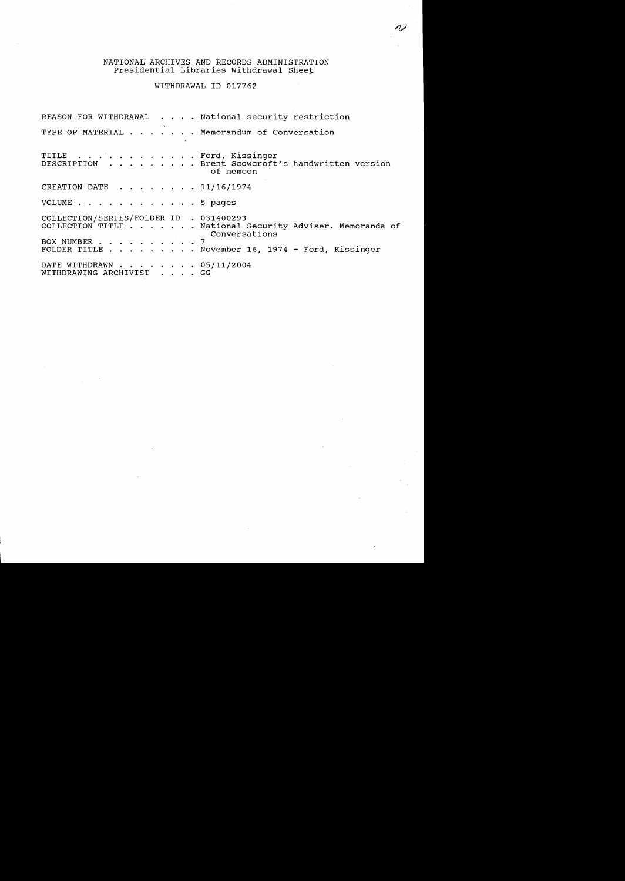NATIONAL ARCHIVES AND RECORDS ADMINISTRATION
Presidential Libraries Withdrawal Sheet

WITHDRAWAL ID 017762

REASON FOR WITHDRAWAL . . . . National security restriction

TYPE OF MATERIAL . . . . . . . Memorandum of Conversation

TITLE . . . . . . . . . . . . Ford, Kissinger
DESCRIPTION . . . . . . . . . Brent Scowcroft's handwritten version of memcon

CREATION DATE . . . . . . . . 11/16/1974

VOLUME . . . . . . . . . . . . 5 pages

COLLECTION/SERIES/FOLDER ID . 031400293
COLLECTION TITLE . . . . . . . National Security Adviser. Memoranda of Conversations
BOX NUMBER . . . . . . . . . . 7
FOLDER TITLE . . . . . . . . . November 16, 1974 - Ford, Kissinger

DATE WITHDRAWN . . . . . . . . 05/11/2004
WITHDRAWING ARCHIVIST . . . . GG